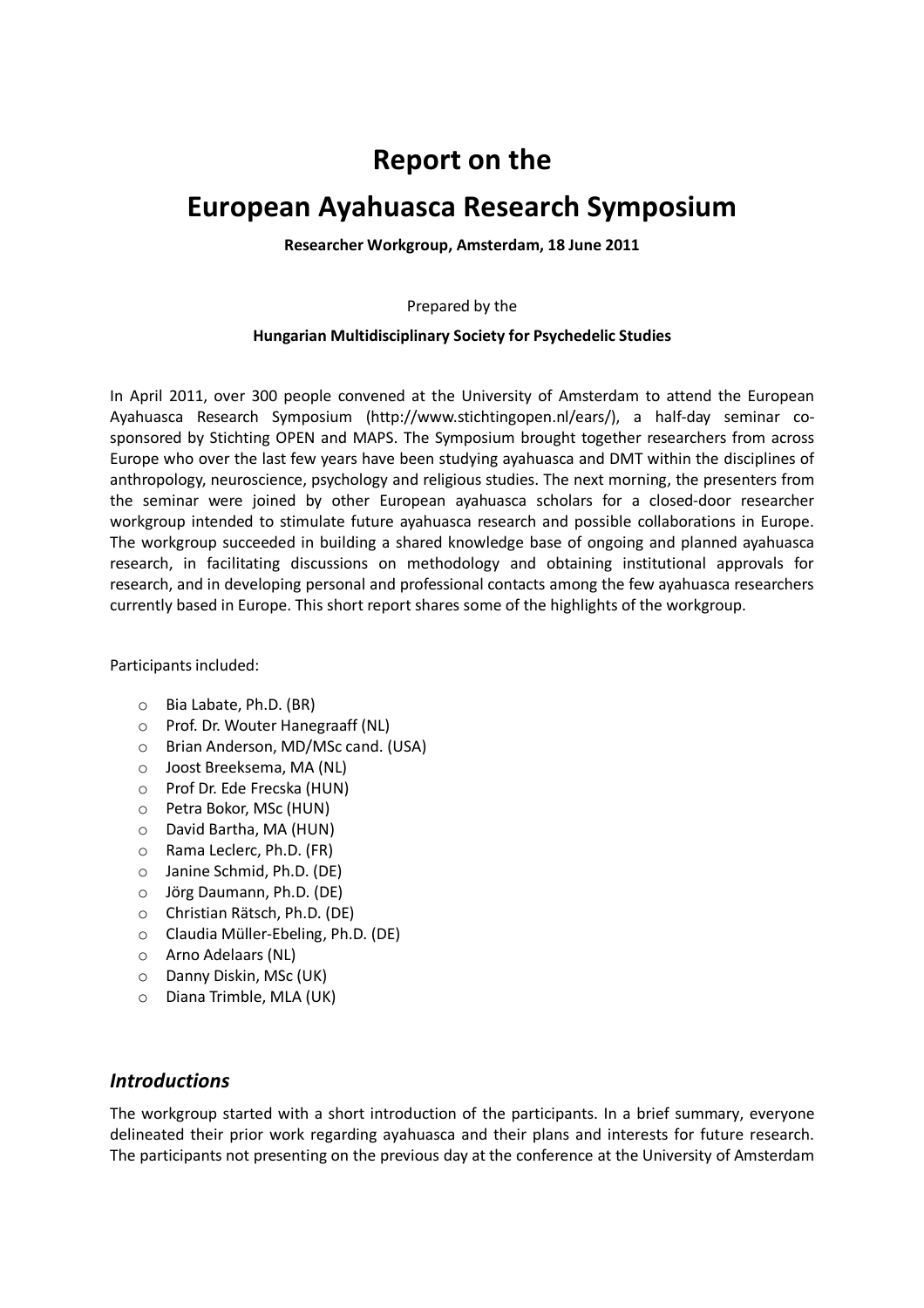# Report on the

# European Ayahuasca Research Symposium

**Researcher Workgroup, Amsterdam, 18 June 2011**

Prepared by the

**Hungarian Multidisciplinary Society for Psychedelic Studies**

In April 2011, over 300 people convened at the University of Amsterdam to attend the European Ayahuasca Research Symposium (http://www.stichtingopen.nl/ears/), a half-day seminar co-sponsored by Stichting OPEN and MAPS. The Symposium brought together researchers from across Europe who over the last few years have been studying ayahuasca and DMT within the disciplines of anthropology, neuroscience, psychology and religious studies. The next morning, the presenters from the seminar were joined by other European ayahuasca scholars for a closed-door researcher workgroup intended to stimulate future ayahuasca research and possible collaborations in Europe. The workgroup succeeded in building a shared knowledge base of ongoing and planned ayahuasca research, in facilitating discussions on methodology and obtaining institutional approvals for research, and in developing personal and professional contacts among the few ayahuasca researchers currently based in Europe. This short report shares some of the highlights of the workgroup.

Participants included:

- Bia Labate, Ph.D. (BR)
- Prof. Dr. Wouter Hanegraaff (NL)
- Brian Anderson, MD/MSc cand. (USA)
- Joost Breeksema, MA (NL)
- Prof Dr. Ede Frecska (HUN)
- Petra Bokor, MSc (HUN)
- David Bartha, MA (HUN)
- Rama Leclerc, Ph.D. (FR)
- Janine Schmid, Ph.D. (DE)
- Jörg Daumann, Ph.D. (DE)
- Christian Rätsch, Ph.D. (DE)
- Claudia Müller-Ebeling, Ph.D. (DE)
- Arno Adelaars (NL)
- Danny Diskin, MSc (UK)
- Diana Trimble, MLA (UK)

## *Introductions*

The workgroup started with a short introduction of the participants. In a brief summary, everyone delineated their prior work regarding ayahuasca and their plans and interests for future research. The participants not presenting on the previous day at the conference at the University of Amsterdam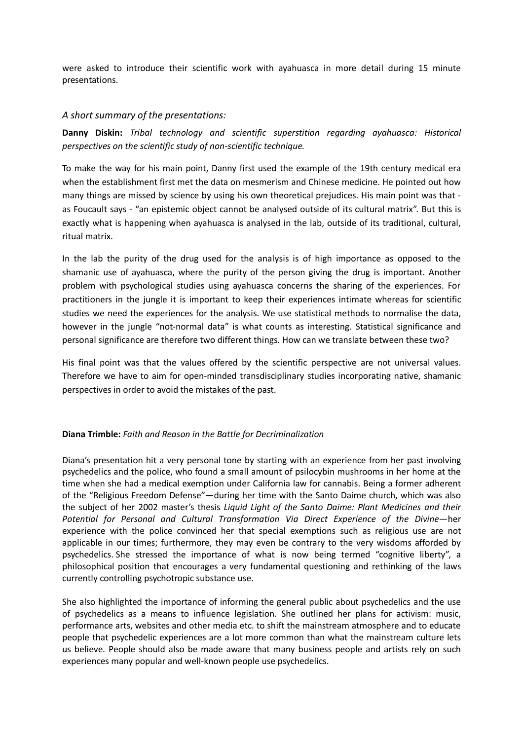were asked to introduce their scientific work with ayahuasca in more detail during 15 minute presentations.

### *A short summary of the presentations:*

**Danny Diskin:** *Tribal technology and scientific superstition regarding ayahuasca: Historical perspectives on the scientific study of non-scientific technique.*

To make the way for his main point, Danny first used the example of the 19th century medical era when the establishment first met the data on mesmerism and Chinese medicine. He pointed out how many things are missed by science by using his own theoretical prejudices. His main point was that - as Foucault says - "an epistemic object cannot be analysed outside of its cultural matrix". But this is exactly what is happening when ayahuasca is analysed in the lab, outside of its traditional, cultural, ritual matrix.

In the lab the purity of the drug used for the analysis is of high importance as opposed to the shamanic use of ayahuasca, where the purity of the person giving the drug is important. Another problem with psychological studies using ayahuasca concerns the sharing of the experiences. For practitioners in the jungle it is important to keep their experiences intimate whereas for scientific studies we need the experiences for the analysis. We use statistical methods to normalise the data, however in the jungle "not-normal data" is what counts as interesting. Statistical significance and personal significance are therefore two different things. How can we translate between these two?

His final point was that the values offered by the scientific perspective are not universal values. Therefore we have to aim for open-minded transdisciplinary studies incorporating native, shamanic perspectives in order to avoid the mistakes of the past.

**Diana Trimble:** *Faith and Reason in the Battle for Decriminalization*

Diana's presentation hit a very personal tone by starting with an experience from her past involving psychedelics and the police, who found a small amount of psilocybin mushrooms in her home at the time when she had a medical exemption under California law for cannabis. Being a former adherent of the "Religious Freedom Defense"—during her time with the Santo Daime church, which was also the subject of her 2002 master's thesis *Liquid Light of the Santo Daime: Plant Medicines and their Potential for Personal and Cultural Transformation Via Direct Experience of the Divine*—her experience with the police convinced her that special exemptions such as religious use are not applicable in our times; furthermore, they may even be contrary to the very wisdoms afforded by psychedelics. She stressed the importance of what is now being termed "cognitive liberty", a philosophical position that encourages a very fundamental questioning and rethinking of the laws currently controlling psychotropic substance use.

She also highlighted the importance of informing the general public about psychedelics and the use of psychedelics as a means to influence legislation. She outlined her plans for activism: music, performance arts, websites and other media etc. to shift the mainstream atmosphere and to educate people that psychedelic experiences are a lot more common than what the mainstream culture lets us believe. People should also be made aware that many business people and artists rely on such experiences many popular and well-known people use psychedelics.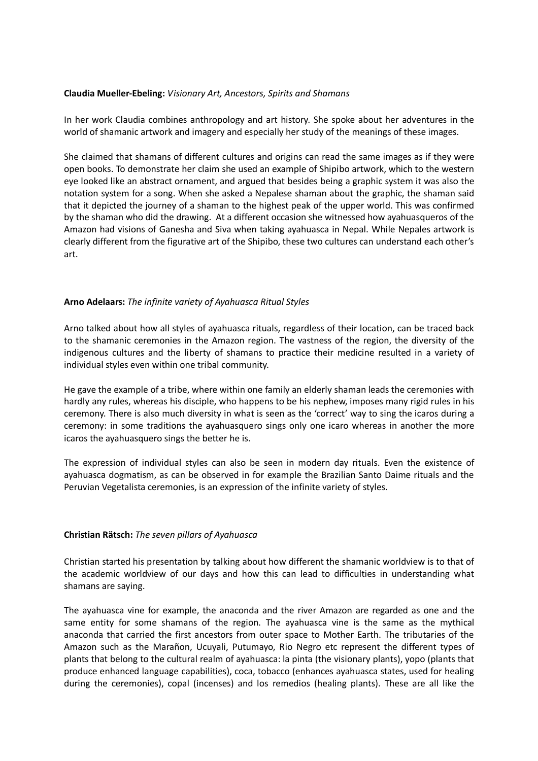**Claudia Mueller-Ebeling:** *Visionary Art, Ancestors, Spirits and Shamans*

In her work Claudia combines anthropology and art history. She spoke about her adventures in the world of shamanic artwork and imagery and especially her study of the meanings of these images.

She claimed that shamans of different cultures and origins can read the same images as if they were open books. To demonstrate her claim she used an example of Shipibo artwork, which to the western eye looked like an abstract ornament, and argued that besides being a graphic system it was also the notation system for a song. When she asked a Nepalese shaman about the graphic, the shaman said that it depicted the journey of a shaman to the highest peak of the upper world. This was confirmed by the shaman who did the drawing. At a different occasion she witnessed how ayahuasqueros of the Amazon had visions of Ganesha and Siva when taking ayahuasca in Nepal. While Nepales artwork is clearly different from the figurative art of the Shipibo, these two cultures can understand each other's art.

**Arno Adelaars:** *The infinite variety of Ayahuasca Ritual Styles*

Arno talked about how all styles of ayahuasca rituals, regardless of their location, can be traced back to the shamanic ceremonies in the Amazon region. The vastness of the region, the diversity of the indigenous cultures and the liberty of shamans to practice their medicine resulted in a variety of individual styles even within one tribal community.

He gave the example of a tribe, where within one family an elderly shaman leads the ceremonies with hardly any rules, whereas his disciple, who happens to be his nephew, imposes many rigid rules in his ceremony. There is also much diversity in what is seen as the 'correct' way to sing the icaros during a ceremony: in some traditions the ayahuasquero sings only one icaro whereas in another the more icaros the ayahuasquero sings the better he is.

The expression of individual styles can also be seen in modern day rituals. Even the existence of ayahuasca dogmatism, as can be observed in for example the Brazilian Santo Daime rituals and the Peruvian Vegetalista ceremonies, is an expression of the infinite variety of styles.

**Christian Rätsch:** *The seven pillars of Ayahuasca*

Christian started his presentation by talking about how different the shamanic worldview is to that of the academic worldview of our days and how this can lead to difficulties in understanding what shamans are saying.

The ayahuasca vine for example, the anaconda and the river Amazon are regarded as one and the same entity for some shamans of the region. The ayahuasca vine is the same as the mythical anaconda that carried the first ancestors from outer space to Mother Earth. The tributaries of the Amazon such as the Marañon, Ucuyali, Putumayo, Rio Negro etc represent the different types of plants that belong to the cultural realm of ayahuasca: la pinta (the visionary plants), yopo (plants that produce enhanced language capabilities), coca, tobacco (enhances ayahuasca states, used for healing during the ceremonies), copal (incenses) and los remedios (healing plants). These are all like the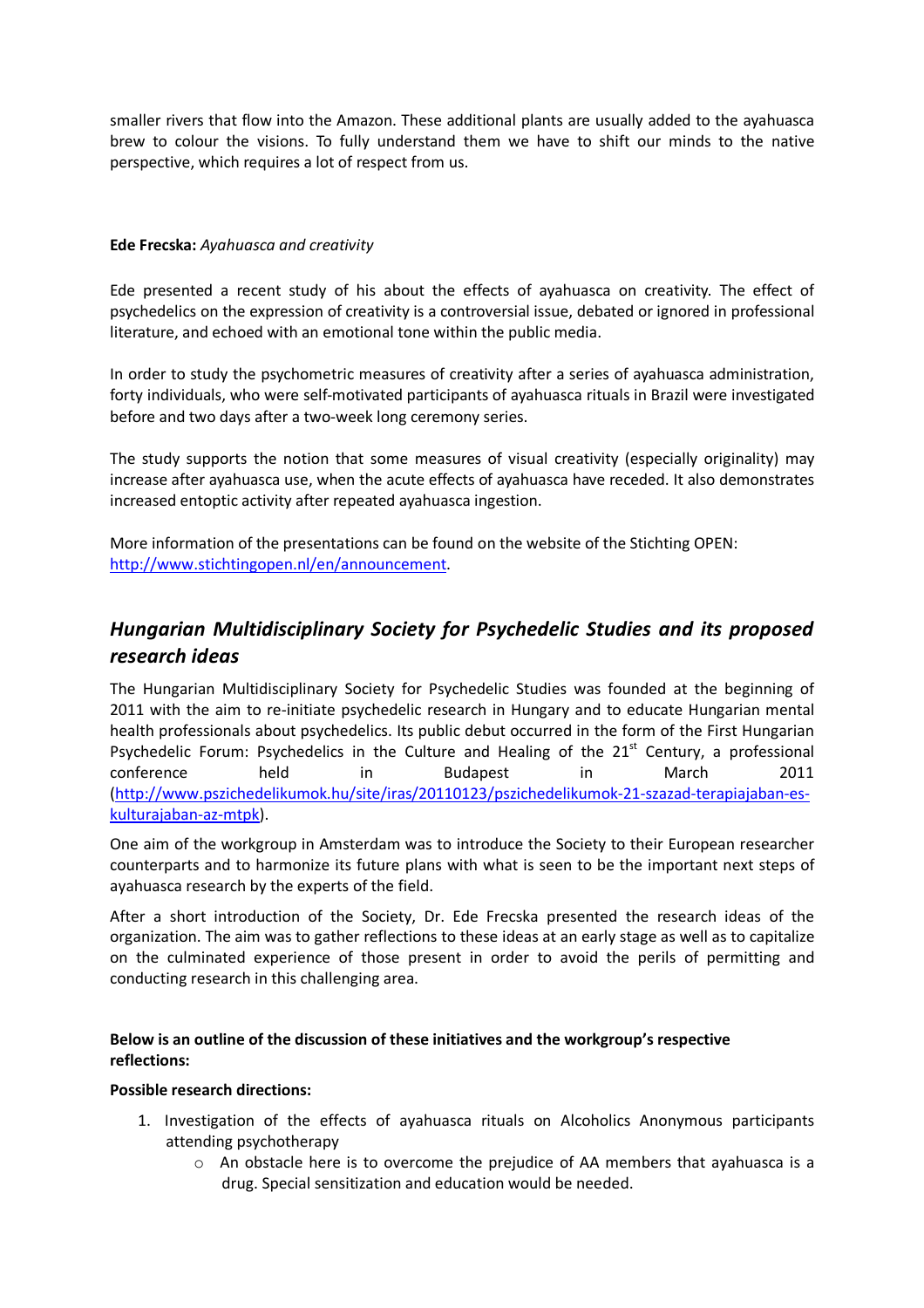smaller rivers that flow into the Amazon. These additional plants are usually added to the ayahuasca brew to colour the visions. To fully understand them we have to shift our minds to the native perspective, which requires a lot of respect from us.

**Ede Frecska:** *Ayahuasca and creativity*

Ede presented a recent study of his about the effects of ayahuasca on creativity. The effect of psychedelics on the expression of creativity is a controversial issue, debated or ignored in professional literature, and echoed with an emotional tone within the public media.

In order to study the psychometric measures of creativity after a series of ayahuasca administration, forty individuals, who were self-motivated participants of ayahuasca rituals in Brazil were investigated before and two days after a two-week long ceremony series.

The study supports the notion that some measures of visual creativity (especially originality) may increase after ayahuasca use, when the acute effects of ayahuasca have receded. It also demonstrates increased entoptic activity after repeated ayahuasca ingestion.

More information of the presentations can be found on the website of the Stichting OPEN: [http://www.stichtingopen.nl/en/announcement](http://www.stichtingopen.nl/en/announcement).

## *Hungarian Multidisciplinary Society for Psychedelic Studies and its proposed research ideas*

The Hungarian Multidisciplinary Society for Psychedelic Studies was founded at the beginning of 2011 with the aim to re-initiate psychedelic research in Hungary and to educate Hungarian mental health professionals about psychedelics. Its public debut occurred in the form of the First Hungarian Psychedelic Forum: Psychedelics in the Culture and Healing of the 21st Century, a professional conference held in Budapest in March 2011 ([http://www.pszichedelikumok.hu/site/iras/20110123/pszichedelikumok-21-szazad-terapiajaban-es-kulturajaban-az-mtpk](http://www.pszichedelikumok.hu/site/iras/20110123/pszichedelikumok-21-szazad-terapiajaban-es-kulturajaban-az-mtpk)).

One aim of the workgroup in Amsterdam was to introduce the Society to their European researcher counterparts and to harmonize its future plans with what is seen to be the important next steps of ayahuasca research by the experts of the field.

After a short introduction of the Society, Dr. Ede Frecska presented the research ideas of the organization. The aim was to gather reflections to these ideas at an early stage as well as to capitalize on the culminated experience of those present in order to avoid the perils of permitting and conducting research in this challenging area.

**Below is an outline of the discussion of these initiatives and the workgroup's respective reflections:**

**Possible research directions:**

1. Investigation of the effects of ayahuasca rituals on Alcoholics Anonymous participants attending psychotherapy
    - An obstacle here is to overcome the prejudice of AA members that ayahuasca is a drug. Special sensitization and education would be needed.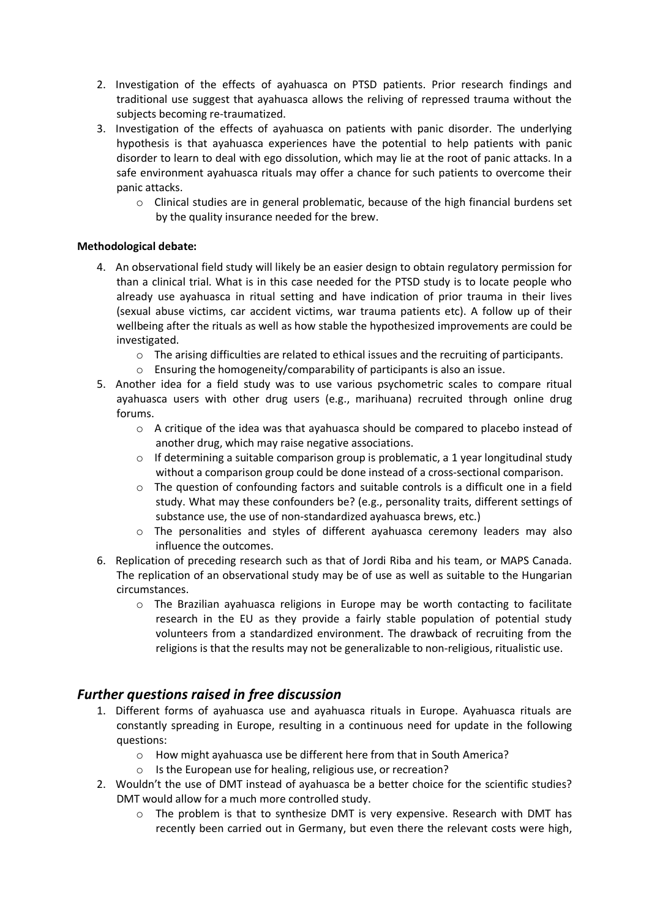2. Investigation of the effects of ayahuasca on PTSD patients. Prior research findings and traditional use suggest that ayahuasca allows the reliving of repressed trauma without the subjects becoming re-traumatized.
3. Investigation of the effects of ayahuasca on patients with panic disorder. The underlying hypothesis is that ayahuasca experiences have the potential to help patients with panic disorder to learn to deal with ego dissolution, which may lie at the root of panic attacks. In a safe environment ayahuasca rituals may offer a chance for such patients to overcome their panic attacks.
    - Clinical studies are in general problematic, because of the high financial burdens set by the quality insurance needed for the brew.

**Methodological debate:**

4. An observational field study will likely be an easier design to obtain regulatory permission for than a clinical trial. What is in this case needed for the PTSD study is to locate people who already use ayahuasca in ritual setting and have indication of prior trauma in their lives (sexual abuse victims, car accident victims, war trauma patients etc). A follow up of their wellbeing after the rituals as well as how stable the hypothesized improvements are could be investigated.
    - The arising difficulties are related to ethical issues and the recruiting of participants.
    - Ensuring the homogeneity/comparability of participants is also an issue.
5. Another idea for a field study was to use various psychometric scales to compare ritual ayahuasca users with other drug users (e.g., marihuana) recruited through online drug forums.
    - A critique of the idea was that ayahuasca should be compared to placebo instead of another drug, which may raise negative associations.
    - If determining a suitable comparison group is problematic, a 1 year longitudinal study without a comparison group could be done instead of a cross-sectional comparison.
    - The question of confounding factors and suitable controls is a difficult one in a field study. What may these confounders be? (e.g., personality traits, different settings of substance use, the use of non-standardized ayahuasca brews, etc.)
    - The personalities and styles of different ayahuasca ceremony leaders may also influence the outcomes.
6. Replication of preceding research such as that of Jordi Riba and his team, or MAPS Canada. The replication of an observational study may be of use as well as suitable to the Hungarian circumstances.
    - The Brazilian ayahuasca religions in Europe may be worth contacting to facilitate research in the EU as they provide a fairly stable population of potential study volunteers from a standardized environment. The drawback of recruiting from the religions is that the results may not be generalizable to non-religious, ritualistic use.

## *Further questions raised in free discussion*

1. Different forms of ayahuasca use and ayahuasca rituals in Europe. Ayahuasca rituals are constantly spreading in Europe, resulting in a continuous need for update in the following questions:
    - How might ayahuasca use be different here from that in South America?
    - Is the European use for healing, religious use, or recreation?
2. Wouldn't the use of DMT instead of ayahuasca be a better choice for the scientific studies? DMT would allow for a much more controlled study.
    - The problem is that to synthesize DMT is very expensive. Research with DMT has recently been carried out in Germany, but even there the relevant costs were high,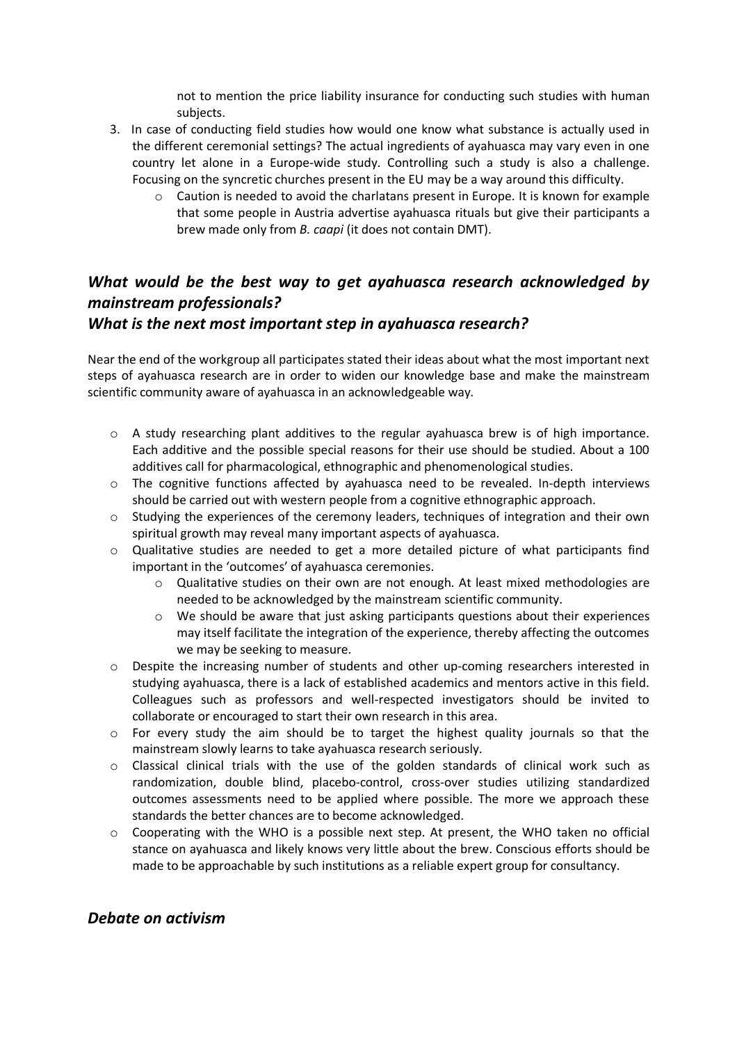not to mention the price liability insurance for conducting such studies with human subjects.

3. In case of conducting field studies how would one know what substance is actually used in the different ceremonial settings? The actual ingredients of ayahuasca may vary even in one country let alone in a Europe-wide study. Controlling such a study is also a challenge. Focusing on the syncretic churches present in the EU may be a way around this difficulty.
   - Caution is needed to avoid the charlatans present in Europe. It is known for example that some people in Austria advertise ayahuasca rituals but give their participants a brew made only from *B. caapi* (it does not contain DMT).

## *What would be the best way to get ayahuasca research acknowledged by mainstream professionals?*
## *What is the next most important step in ayahuasca research?*

Near the end of the workgroup all participates stated their ideas about what the most important next steps of ayahuasca research are in order to widen our knowledge base and make the mainstream scientific community aware of ayahuasca in an acknowledgeable way.

- A study researching plant additives to the regular ayahuasca brew is of high importance. Each additive and the possible special reasons for their use should be studied. About a 100 additives call for pharmacological, ethnographic and phenomenological studies.
- The cognitive functions affected by ayahuasca need to be revealed. In-depth interviews should be carried out with western people from a cognitive ethnographic approach.
- Studying the experiences of the ceremony leaders, techniques of integration and their own spiritual growth may reveal many important aspects of ayahuasca.
- Qualitative studies are needed to get a more detailed picture of what participants find important in the 'outcomes' of ayahuasca ceremonies.
  - Qualitative studies on their own are not enough. At least mixed methodologies are needed to be acknowledged by the mainstream scientific community.
  - We should be aware that just asking participants questions about their experiences may itself facilitate the integration of the experience, thereby affecting the outcomes we may be seeking to measure.
- Despite the increasing number of students and other up-coming researchers interested in studying ayahuasca, there is a lack of established academics and mentors active in this field. Colleagues such as professors and well-respected investigators should be invited to collaborate or encouraged to start their own research in this area.
- For every study the aim should be to target the highest quality journals so that the mainstream slowly learns to take ayahuasca research seriously.
- Classical clinical trials with the use of the golden standards of clinical work such as randomization, double blind, placebo-control, cross-over studies utilizing standardized outcomes assessments need to be applied where possible. The more we approach these standards the better chances are to become acknowledged.
- Cooperating with the WHO is a possible next step. At present, the WHO taken no official stance on ayahuasca and likely knows very little about the brew. Conscious efforts should be made to be approachable by such institutions as a reliable expert group for consultancy.

## *Debate on activism*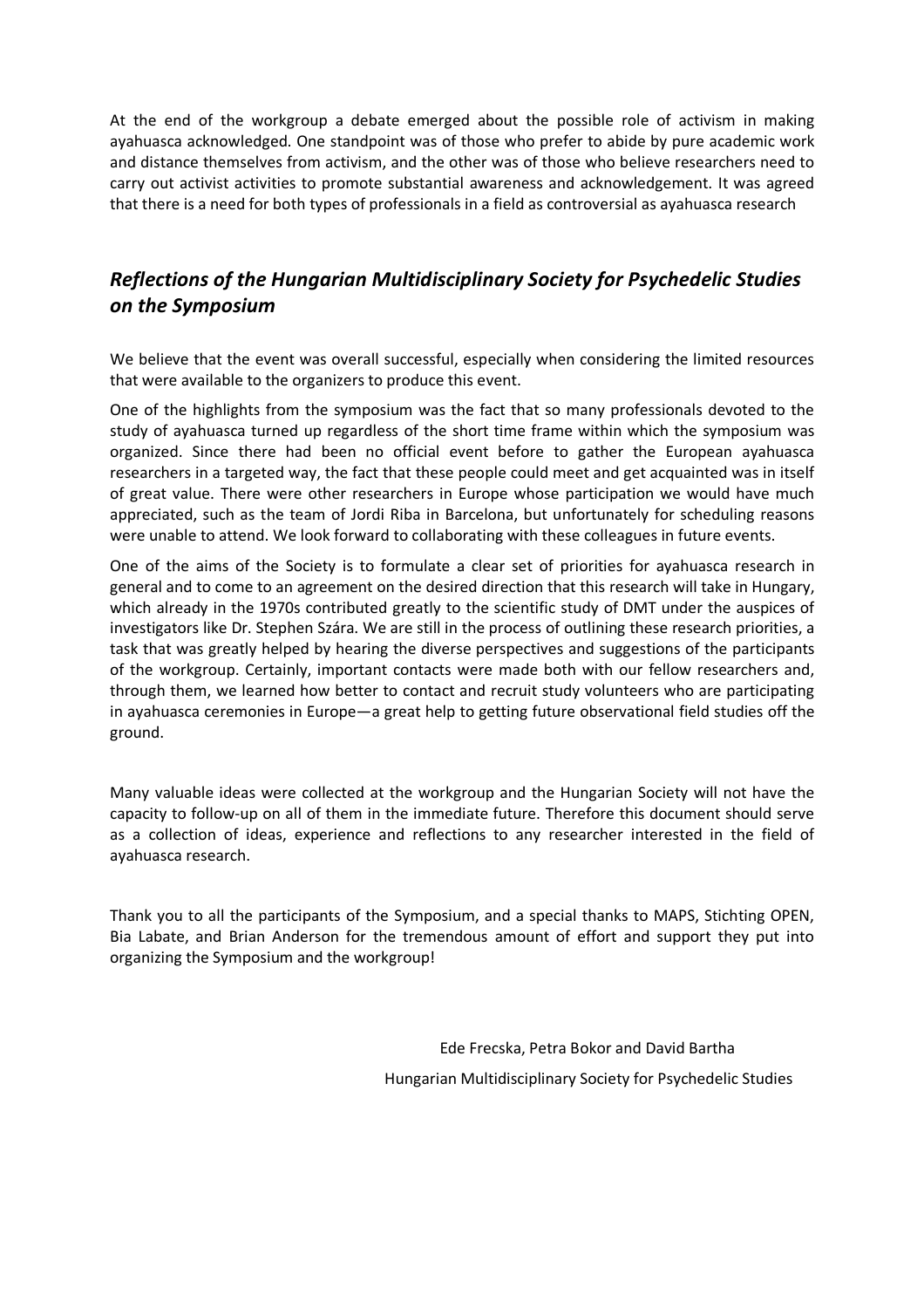At the end of the workgroup a debate emerged about the possible role of activism in making ayahuasca acknowledged. One standpoint was of those who prefer to abide by pure academic work and distance themselves from activism, and the other was of those who believe researchers need to carry out activist activities to promote substantial awareness and acknowledgement. It was agreed that there is a need for both types of professionals in a field as controversial as ayahuasca research

## *Reflections of the Hungarian Multidisciplinary Society for Psychedelic Studies on the Symposium*

We believe that the event was overall successful, especially when considering the limited resources that were available to the organizers to produce this event.

One of the highlights from the symposium was the fact that so many professionals devoted to the study of ayahuasca turned up regardless of the short time frame within which the symposium was organized. Since there had been no official event before to gather the European ayahuasca researchers in a targeted way, the fact that these people could meet and get acquainted was in itself of great value. There were other researchers in Europe whose participation we would have much appreciated, such as the team of Jordi Riba in Barcelona, but unfortunately for scheduling reasons were unable to attend. We look forward to collaborating with these colleagues in future events.

One of the aims of the Society is to formulate a clear set of priorities for ayahuasca research in general and to come to an agreement on the desired direction that this research will take in Hungary, which already in the 1970s contributed greatly to the scientific study of DMT under the auspices of investigators like Dr. Stephen Szára. We are still in the process of outlining these research priorities, a task that was greatly helped by hearing the diverse perspectives and suggestions of the participants of the workgroup. Certainly, important contacts were made both with our fellow researchers and, through them, we learned how better to contact and recruit study volunteers who are participating in ayahuasca ceremonies in Europe—a great help to getting future observational field studies off the ground.

Many valuable ideas were collected at the workgroup and the Hungarian Society will not have the capacity to follow-up on all of them in the immediate future. Therefore this document should serve as a collection of ideas, experience and reflections to any researcher interested in the field of ayahuasca research.

Thank you to all the participants of the Symposium, and a special thanks to MAPS, Stichting OPEN, Bia Labate, and Brian Anderson for the tremendous amount of effort and support they put into organizing the Symposium and the workgroup!

Ede Frecska, Petra Bokor and David Bartha

Hungarian Multidisciplinary Society for Psychedelic Studies